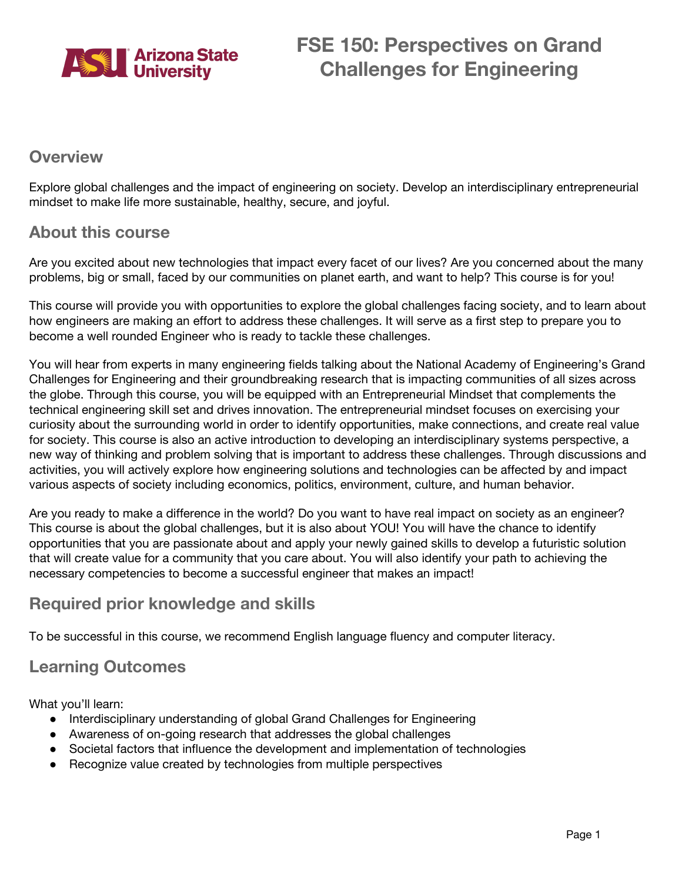# FSE 150: Perspectives on Grand Challenges for Engineering

## Overview

Explore global challenges and the impact of engineering on society. Develop an interdisciplinary entrepreneurial mindset to make life more sustainable, healthy, secure, and joyful.

## About this course

Are you excited about new technologies that impact every facet of our lives? Are you concerned about the many problems, big or small, faced by our communities on planet earth, and want to help? This course is for you!

This course will provide you with opportunities to explore the global challenges facing society, and to learn about how engineers are making an effort to address these challenges. It will serve as a first step to prepare you to become a well rounded Engineer who is ready to tackle these challenges.

You will hear from experts in many engineering fields talking about the National Academy of Engineering's Grand Challenges for Engineering and their groundbreaking research that is impacting communities of all sizes across the globe. Through this course, you will be equipped with an Entrepreneurial Mindset that complements the technical engineering skill set and drives innovation. The entrepreneurial mindset focuses on exercising your curiosity about the surrounding world in order to identify opportunities, make connections, and create real value for society. This course is also an active introduction to developing an interdisciplinary systems perspective, a new way of thinking and problem solving that is important to address these challenges. Through discussions and activities, you will actively explore how engineering solutions and technologies can be affected by and impact various aspects of society including economics, politics, environment, culture, and human behavior.

Are you ready to make a difference in the world? Do you want to have real impact on society as an engineer? This course is about the global challenges, but it is also about YOU! You will have the chance to identify opportunities that you are passionate about and apply your newly gained skills to develop a futuristic solution that will create value for a community that you care about. You will also identify your path to achieving the necessary competencies to become a successful engineer that makes an impact!

## Required prior knowledge and skills

To be successful in this course, we recommend English language fluency and computer literacy.

## Learning Outcomes

What you'll learn:

- Interdisciplinary understanding of global Grand Challenges for Engineering
- Awareness of on-going research that addresses the global challenges
- Societal factors that influence the development and implementation of technologies
- Recognize value created by technologies from multiple perspectives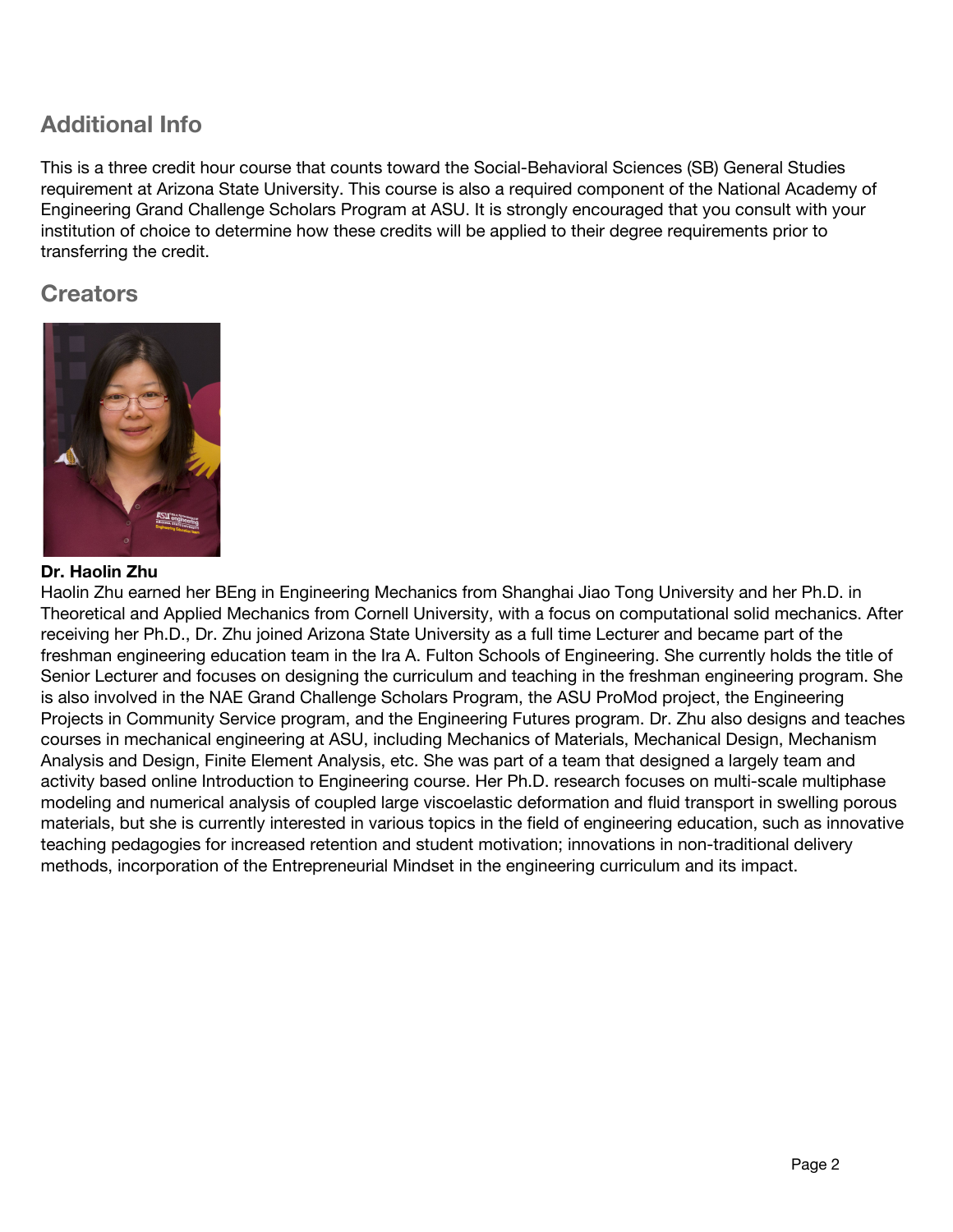## Additional Info

This is a three credit hour course that counts toward the Social-Behavioral Sciences (SB) General Studies requirement at Arizona State University. This course is also a required component of the National Academy of Engineering Grand Challenge Scholars Program at ASU. It is strongly encouraged that you consult with your institution of choice to determine how these credits will be applied to their degree requirements prior to transferring the credit.

## Creators

**Dr. Haolin Zhu**

Haolin Zhu earned her BEng in Engineering Mechanics from Shanghai Jiao Tong University and her Ph.D. in Theoretical and Applied Mechanics from Cornell University, with a focus on computational solid mechanics. After receiving her Ph.D., Dr. Zhu joined Arizona State University as a full time Lecturer and became part of the freshman engineering education team in the Ira A. Fulton Schools of Engineering. She currently holds the title of Senior Lecturer and focuses on designing the curriculum and teaching in the freshman engineering program. She is also involved in the NAE Grand Challenge Scholars Program, the ASU ProMod project, the Engineering Projects in Community Service program, and the Engineering Futures program. Dr. Zhu also designs and teaches courses in mechanical engineering at ASU, including Mechanics of Materials, Mechanical Design, Mechanism Analysis and Design, Finite Element Analysis, etc. She was part of a team that designed a largely team and activity based online Introduction to Engineering course. Her Ph.D. research focuses on multi-scale multiphase modeling and numerical analysis of coupled large viscoelastic deformation and fluid transport in swelling porous materials, but she is currently interested in various topics in the field of engineering education, such as innovative teaching pedagogies for increased retention and student motivation; innovations in non-traditional delivery methods, incorporation of the Entrepreneurial Mindset in the engineering curriculum and its impact.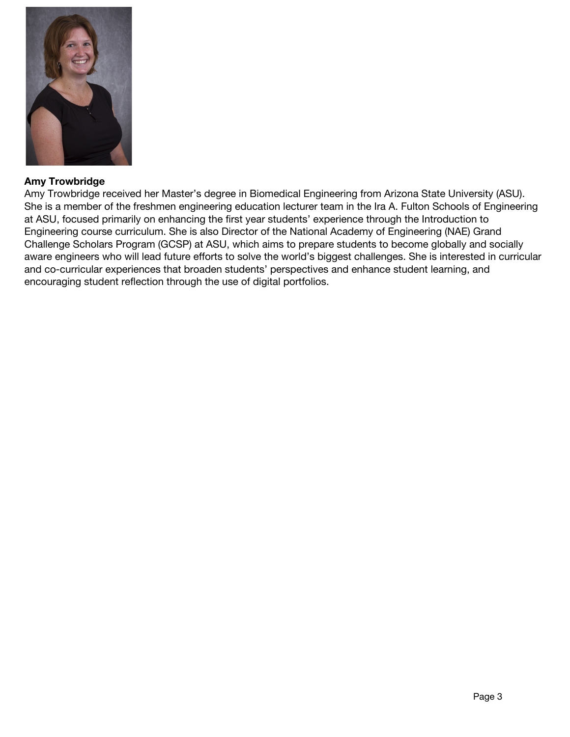**Amy Trowbridge**

Amy Trowbridge received her Master's degree in Biomedical Engineering from Arizona State University (ASU). She is a member of the freshmen engineering education lecturer team in the Ira A. Fulton Schools of Engineering at ASU, focused primarily on enhancing the first year students' experience through the Introduction to Engineering course curriculum. She is also Director of the National Academy of Engineering (NAE) Grand Challenge Scholars Program (GCSP) at ASU, which aims to prepare students to become globally and socially aware engineers who will lead future efforts to solve the world's biggest challenges. She is interested in curricular and co-curricular experiences that broaden students' perspectives and enhance student learning, and encouraging student reflection through the use of digital portfolios.